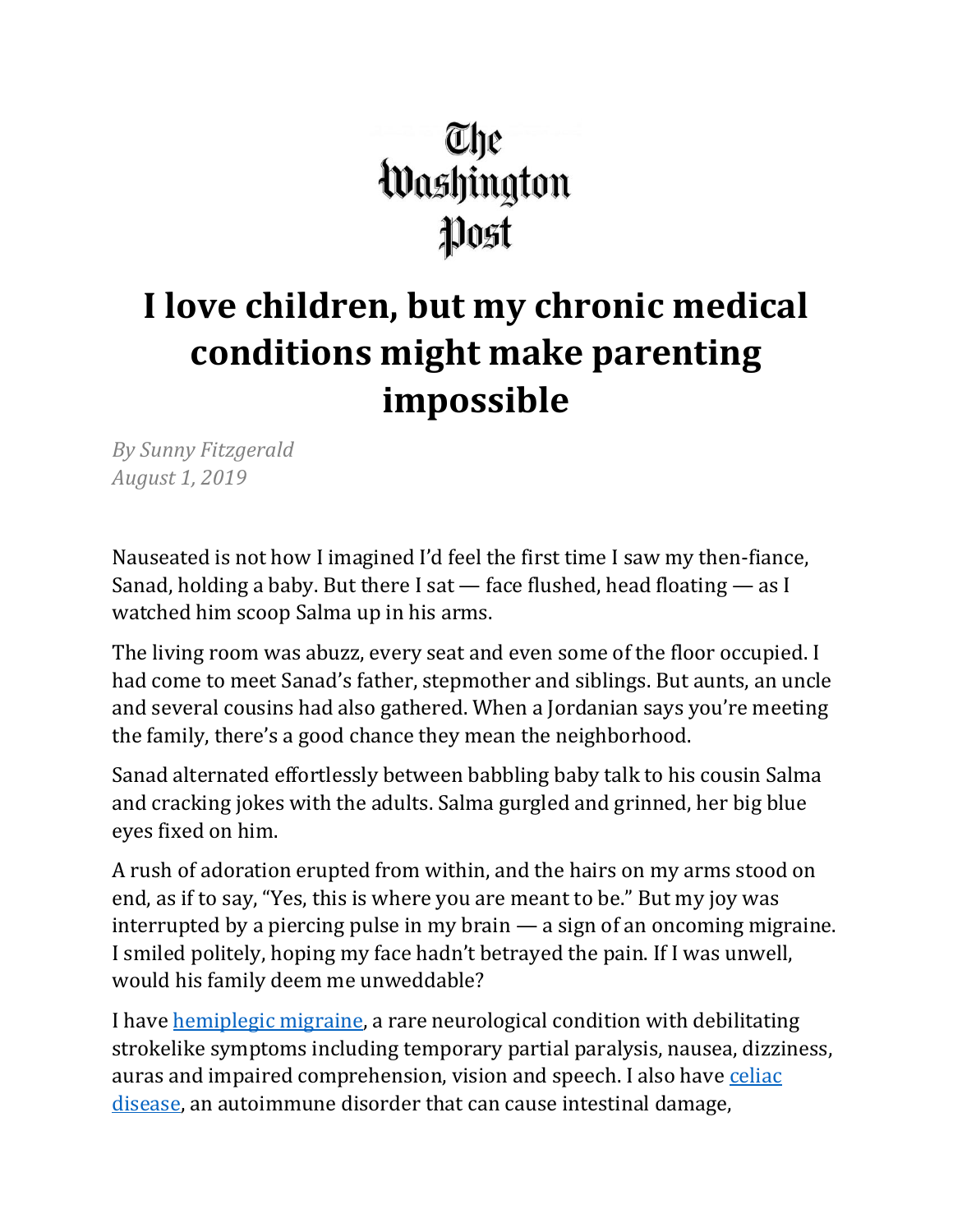The Washington Post

# I love children, but my chronic medical conditions might make parenting impossible

*By Sunny Fitzgerald*
*August 1, 2019*

Nauseated is not how I imagined I'd feel the first time I saw my then-fiance, Sanad, holding a baby. But there I sat — face flushed, head floating — as I watched him scoop Salma up in his arms.

The living room was abuzz, every seat and even some of the floor occupied. I had come to meet Sanad's father, stepmother and siblings. But aunts, an uncle and several cousins had also gathered. When a Jordanian says you're meeting the family, there's a good chance they mean the neighborhood.

Sanad alternated effortlessly between babbling baby talk to his cousin Salma and cracking jokes with the adults. Salma gurgled and grinned, her big blue eyes fixed on him.

A rush of adoration erupted from within, and the hairs on my arms stood on end, as if to say, "Yes, this is where you are meant to be." But my joy was interrupted by a piercing pulse in my brain — a sign of an oncoming migraine. I smiled politely, hoping my face hadn't betrayed the pain. If I was unwell, would his family deem me unweddable?

I have [hemiplegic migraine](), a rare neurological condition with debilitating strokelike symptoms including temporary partial paralysis, nausea, dizziness, auras and impaired comprehension, vision and speech. I also have [celiac disease](), an autoimmune disorder that can cause intestinal damage,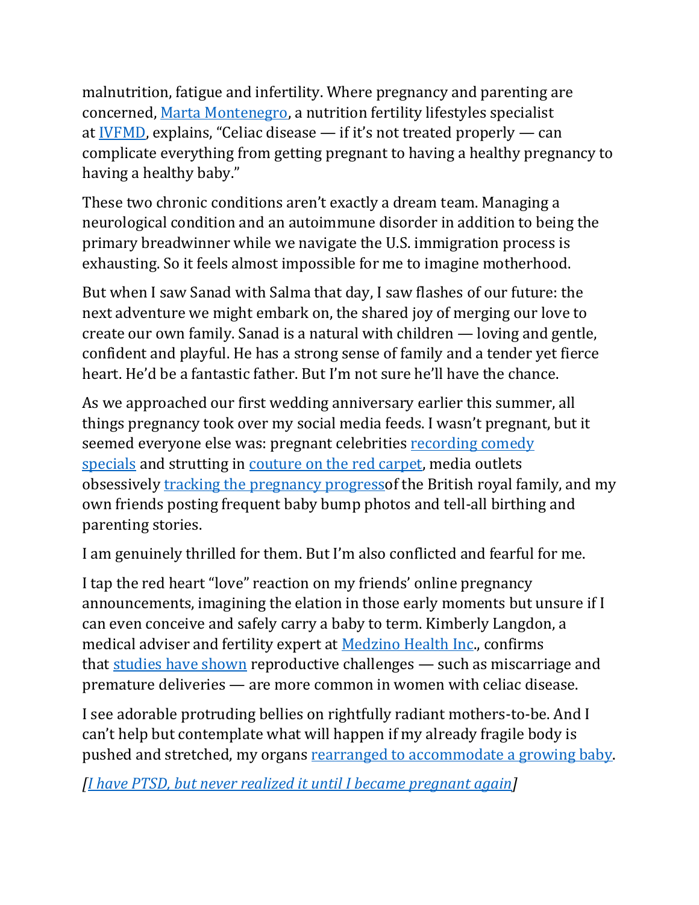malnutrition, fatigue and infertility. Where pregnancy and parenting are concerned, Marta Montenegro, a nutrition fertility lifestyles specialist at IVFMD, explains, "Celiac disease — if it's not treated properly — can complicate everything from getting pregnant to having a healthy pregnancy to having a healthy baby."

These two chronic conditions aren't exactly a dream team. Managing a neurological condition and an autoimmune disorder in addition to being the primary breadwinner while we navigate the U.S. immigration process is exhausting. So it feels almost impossible for me to imagine motherhood.

But when I saw Sanad with Salma that day, I saw flashes of our future: the next adventure we might embark on, the shared joy of merging our love to create our own family. Sanad is a natural with children — loving and gentle, confident and playful. He has a strong sense of family and a tender yet fierce heart. He'd be a fantastic father. But I'm not sure he'll have the chance.

As we approached our first wedding anniversary earlier this summer, all things pregnancy took over my social media feeds. I wasn't pregnant, but it seemed everyone else was: pregnant celebrities recording comedy specials and strutting in couture on the red carpet, media outlets obsessively tracking the pregnancy progressof the British royal family, and my own friends posting frequent baby bump photos and tell-all birthing and parenting stories.

I am genuinely thrilled for them. But I'm also conflicted and fearful for me.

I tap the red heart "love" reaction on my friends' online pregnancy announcements, imagining the elation in those early moments but unsure if I can even conceive and safely carry a baby to term. Kimberly Langdon, a medical adviser and fertility expert at Medzino Health Inc., confirms that studies have shown reproductive challenges — such as miscarriage and premature deliveries — are more common in women with celiac disease.

I see adorable protruding bellies on rightfully radiant mothers-to-be. And I can't help but contemplate what will happen if my already fragile body is pushed and stretched, my organs rearranged to accommodate a growing baby.

*[I have PTSD, but never realized it until I became pregnant again]*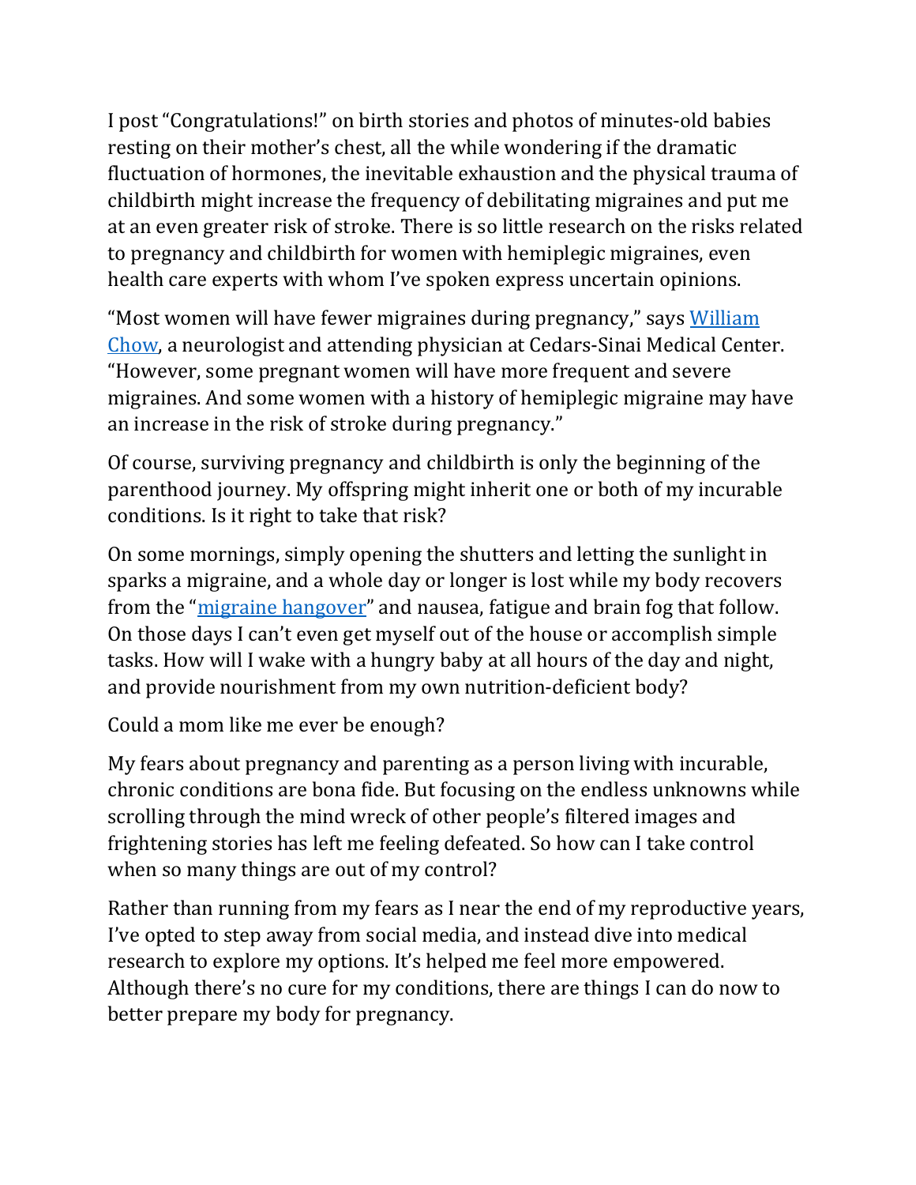I post “Congratulations!” on birth stories and photos of minutes-old babies resting on their mother’s chest, all the while wondering if the dramatic fluctuation of hormones, the inevitable exhaustion and the physical trauma of childbirth might increase the frequency of debilitating migraines and put me at an even greater risk of stroke. There is so little research on the risks related to pregnancy and childbirth for women with hemiplegic migraines, even health care experts with whom I’ve spoken express uncertain opinions.

“Most women will have fewer migraines during pregnancy,” says [William Chow](), a neurologist and attending physician at Cedars-Sinai Medical Center. “However, some pregnant women will have more frequent and severe migraines. And some women with a history of hemiplegic migraine may have an increase in the risk of stroke during pregnancy.”

Of course, surviving pregnancy and childbirth is only the beginning of the parenthood journey. My offspring might inherit one or both of my incurable conditions. Is it right to take that risk?

On some mornings, simply opening the shutters and letting the sunlight in sparks a migraine, and a whole day or longer is lost while my body recovers from the “[migraine hangover]()” and nausea, fatigue and brain fog that follow. On those days I can’t even get myself out of the house or accomplish simple tasks. How will I wake with a hungry baby at all hours of the day and night, and provide nourishment from my own nutrition-deficient body?

Could a mom like me ever be enough?

My fears about pregnancy and parenting as a person living with incurable, chronic conditions are bona fide. But focusing on the endless unknowns while scrolling through the mind wreck of other people’s filtered images and frightening stories has left me feeling defeated. So how can I take control when so many things are out of my control?

Rather than running from my fears as I near the end of my reproductive years, I’ve opted to step away from social media, and instead dive into medical research to explore my options. It’s helped me feel more empowered. Although there’s no cure for my conditions, there are things I can do now to better prepare my body for pregnancy.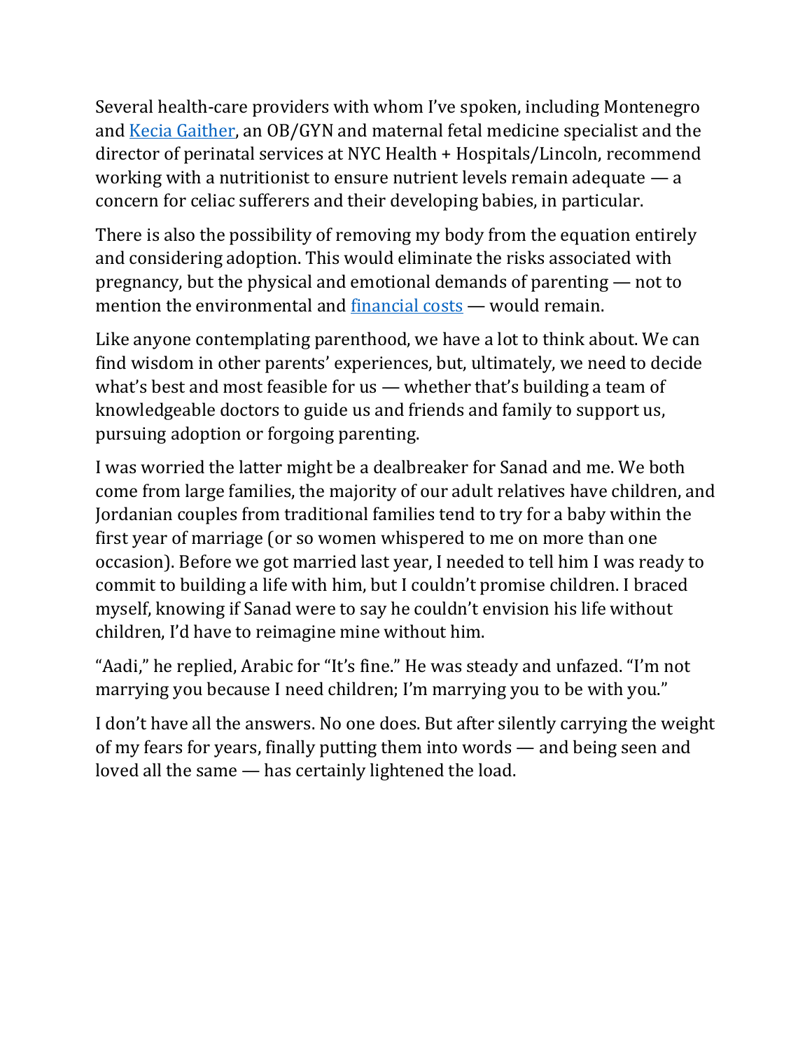Several health-care providers with whom I've spoken, including Montenegro and [Kecia Gaither](), an OB/GYN and maternal fetal medicine specialist and the director of perinatal services at NYC Health + Hospitals/Lincoln, recommend working with a nutritionist to ensure nutrient levels remain adequate — a concern for celiac sufferers and their developing babies, in particular.

There is also the possibility of removing my body from the equation entirely and considering adoption. This would eliminate the risks associated with pregnancy, but the physical and emotional demands of parenting — not to mention the environmental and [financial costs]() — would remain.

Like anyone contemplating parenthood, we have a lot to think about. We can find wisdom in other parents' experiences, but, ultimately, we need to decide what's best and most feasible for us — whether that's building a team of knowledgeable doctors to guide us and friends and family to support us, pursuing adoption or forgoing parenting.

I was worried the latter might be a dealbreaker for Sanad and me. We both come from large families, the majority of our adult relatives have children, and Jordanian couples from traditional families tend to try for a baby within the first year of marriage (or so women whispered to me on more than one occasion). Before we got married last year, I needed to tell him I was ready to commit to building a life with him, but I couldn't promise children. I braced myself, knowing if Sanad were to say he couldn't envision his life without children, I'd have to reimagine mine without him.

"Aadi," he replied, Arabic for "It's fine." He was steady and unfazed. "I'm not marrying you because I need children; I'm marrying you to be with you."

I don't have all the answers. No one does. But after silently carrying the weight of my fears for years, finally putting them into words — and being seen and loved all the same — has certainly lightened the load.